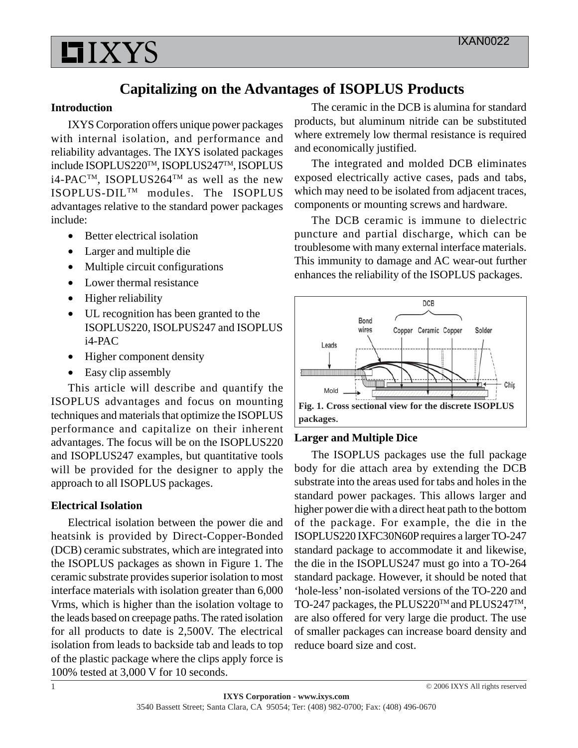# Capitalizing on the Advantages of ISOPLUS Products

## Introduction

IXYS Corporation offers unique power packages with internal isolation, and performance and reliability advantages. The IXYS isolated packages include ISOPLUS220™, ISOPLUS247™, ISOPLUS i4-PAC™, ISOPLUS264™ as well as the new ISOPLUS-DIL™ modules. The ISOPLUS advantages relative to the standard power packages include:

- Better electrical isolation
- Larger and multiple die
- Multiple circuit configurations
- Lower thermal resistance
- Higher reliability
- UL recognition has been granted to the ISOPLUS220, ISOLPUS247 and ISOPLUS i4-PAC
- Higher component density
- Easy clip assembly

This article will describe and quantify the ISOPLUS advantages and focus on mounting techniques and materials that optimize the ISOPLUS performance and capitalize on their inherent advantages. The focus will be on the ISOPLUS220 and ISOPLUS247 examples, but quantitative tools will be provided for the designer to apply the approach to all ISOPLUS packages.

## Electrical Isolation

Electrical isolation between the power die and heatsink is provided by Direct-Copper-Bonded (DCB) ceramic substrates, which are integrated into the ISOPLUS packages as shown in Figure 1. The ceramic substrate provides superior isolation to most interface materials with isolation greater than 6,000 Vrms, which is higher than the isolation voltage to the leads based on creepage paths. The rated isolation for all products to date is 2,500V. The electrical isolation from leads to backside tab and leads to top of the plastic package where the clips apply force is 100% tested at 3,000 V for 10 seconds.

The ceramic in the DCB is alumina for standard products, but aluminum nitride can be substituted where extremely low thermal resistance is required and economically justified.

The integrated and molded DCB eliminates exposed electrically active cases, pads and tabs, which may need to be isolated from adjacent traces, components or mounting screws and hardware.

The DCB ceramic is immune to dielectric puncture and partial discharge, which can be troublesome with many external interface materials. This immunity to damage and AC wear-out further enhances the reliability of the ISOPLUS packages.

**Fig. 1. Cross sectional view for the discrete ISOPLUS packages.**

## Larger and Multiple Dice

The ISOPLUS packages use the full package body for die attach area by extending the DCB substrate into the areas used for tabs and holes in the standard power packages. This allows larger and higher power die with a direct heat path to the bottom of the package. For example, the die in the ISOPLUS220 IXFC30N60P requires a larger TO-247 standard package to accommodate it and likewise, the die in the ISOPLUS247 must go into a TO-264 standard package. However, it should be noted that 'hole-less' non-isolated versions of the TO-220 and TO-247 packages, the PLUS220™ and PLUS247™, are also offered for very large die product. The use of smaller packages can increase board density and reduce board size and cost.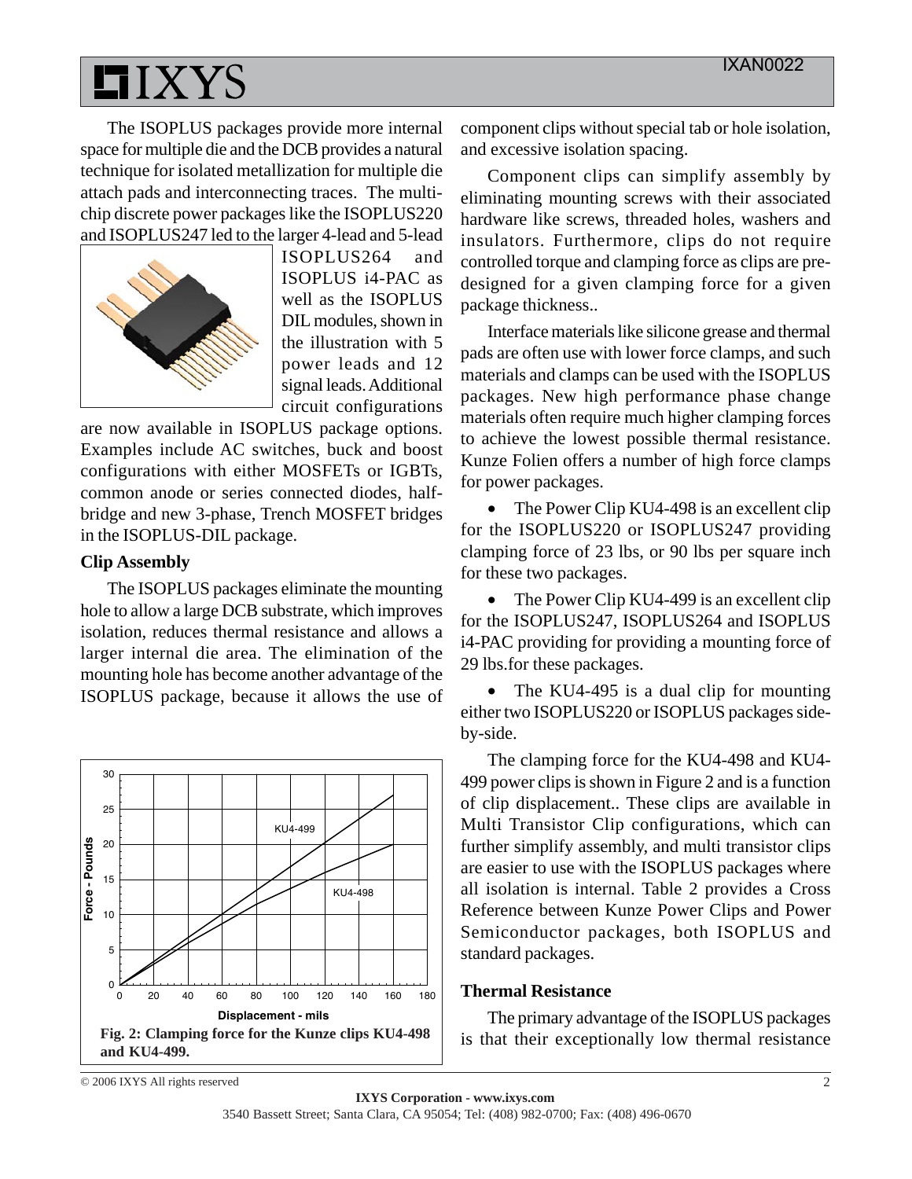The ISOPLUS packages provide more internal space for multiple die and the DCB provides a natural technique for isolated metallization for multiple die attach pads and interconnecting traces. The multi-chip discrete power packages like the ISOPLUS220 and ISOPLUS247 led to the larger 4-lead and 5-lead ISOPLUS264 and ISOPLUS i4-PAC as well as the ISOPLUS DIL modules, shown in the illustration with 5 power leads and 12 signal leads. Additional circuit configurations are now available in ISOPLUS package options. Examples include AC switches, buck and boost configurations with either MOSFETs or IGBTs, common anode or series connected diodes, half-bridge and new 3-phase, Trench MOSFET bridges in the ISOPLUS-DIL package.

**Clip Assembly**

The ISOPLUS packages eliminate the mounting hole to allow a large DCB substrate, which improves isolation, reduces thermal resistance and allows a larger internal die area. The elimination of the mounting hole has become another advantage of the ISOPLUS package, because it allows the use of component clips without special tab or hole isolation, and excessive isolation spacing.

**Fig. 2: Clamping force for the Kunze clips KU4-498 and KU4-499.**

Component clips can simplify assembly by eliminating mounting screws with their associated hardware like screws, threaded holes, washers and insulators. Furthermore, clips do not require controlled torque and clamping force as clips are pre-designed for a given clamping force for a given package thickness..

Interface materials like silicone grease and thermal pads are often use with lower force clamps, and such materials and clamps can be used with the ISOPLUS packages. New high performance phase change materials often require much higher clamping forces to achieve the lowest possible thermal resistance. Kunze Folien offers a number of high force clamps for power packages.

- The Power Clip KU4-498 is an excellent clip for the ISOPLUS220 or ISOPLUS247 providing clamping force of 23 lbs, or 90 lbs per square inch for these two packages.
- The Power Clip KU4-499 is an excellent clip for the ISOPLUS247, ISOPLUS264 and ISOPLUS i4-PAC providing for providing a mounting force of 29 lbs.for these packages.
- The KU4-495 is a dual clip for mounting either two ISOPLUS220 or ISOPLUS packages side-by-side.

The clamping force for the KU4-498 and KU4-499 power clips is shown in Figure 2 and is a function of clip displacement.. These clips are available in Multi Transistor Clip configurations, which can further simplify assembly, and multi transistor clips are easier to use with the ISOPLUS packages where all isolation is internal. Table 2 provides a Cross Reference between Kunze Power Clips and Power Semiconductor packages, both ISOPLUS and standard packages.

**Thermal Resistance**

The primary advantage of the ISOPLUS packages is that their exceptionally low thermal resistance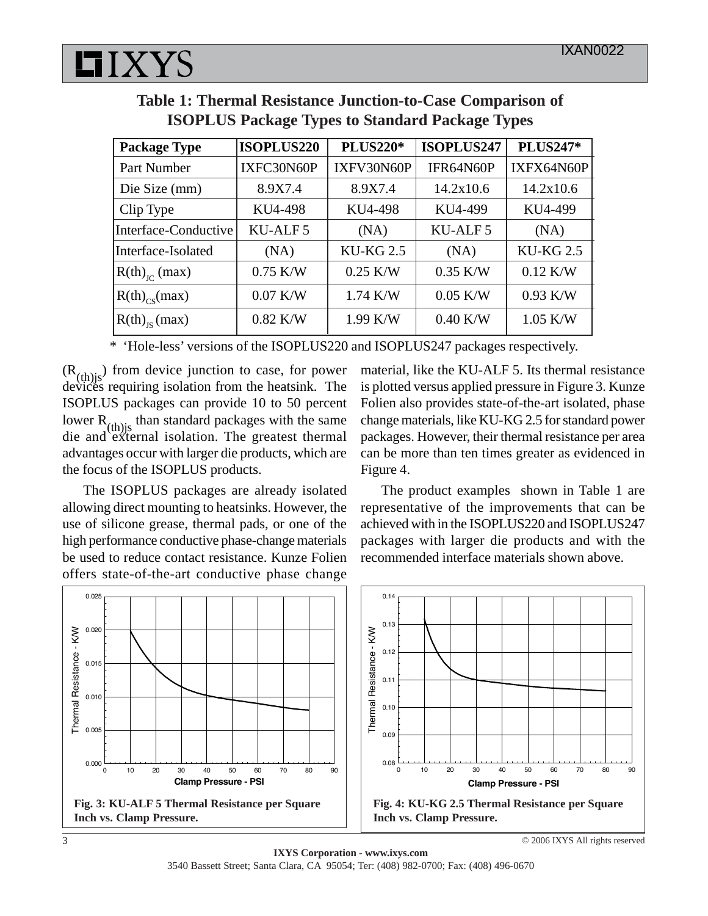## Table 1: Thermal Resistance Junction-to-Case Comparison of ISOPLUS Package Types to Standard Package Types

| Package Type | ISOPLUS220 | PLUS220* | ISOPLUS247 | PLUS247* |
|---|---|---|---|---|
| Part Number | IXFC30N60P | IXFV30N60P | IFR64N60P | IXFX64N60P |
| Die Size (mm) | 8.9X7.4 | 8.9X7.4 | 14.2x10.6 | 14.2x10.6 |
| Clip Type | KU4-498 | KU4-498 | KU4-499 | KU4-499 |
| Interface-Conductive | KU-ALF 5 | (NA) | KU-ALF 5 | (NA) |
| Interface-Isolated | (NA) | KU-KG 2.5 | (NA) | KU-KG 2.5 |
| $R(th)_{JC}$ (max) | 0.75 K/W | 0.25 K/W | 0.35 K/W | 0.12 K/W |
| $R(th)_{CS}$(max) | 0.07 K/W | 1.74 K/W | 0.05 K/W | 0.93 K/W |
| $R(th)_{JS}$ (max) | 0.82 K/W | 1.99 K/W | 0.40 K/W | 1.05 K/W |

\* 'Hole-less' versions of the ISOPLUS220 and ISOPLUS247 packages respectively.

($R_{(th)js}$) from device junction to case, for power devices requiring isolation from the heatsink. The ISOPLUS packages can provide 10 to 50 percent lower $R_{(th)js}$ than standard packages with the same die and external isolation. The greatest thermal advantages occur with larger die products, which are the focus of the ISOPLUS products.

The ISOPLUS packages are already isolated allowing direct mounting to heatsinks. However, the use of silicone grease, thermal pads, or one of the high performance conductive phase-change materials be used to reduce contact resistance. Kunze Folien offers state-of-the-art conductive phase change material, like the KU-ALF 5. Its thermal resistance is plotted versus applied pressure in Figure 3. Kunze Folien also provides state-of-the-art isolated, phase change materials, like KU-KG 2.5 for standard power packages. However, their thermal resistance per area can be more than ten times greater as evidenced in Figure 4.

The product examples shown in Table 1 are representative of the improvements that can be achieved with in the ISOPLUS220 and ISOPLUS247 packages with larger die products and with the recommended interface materials shown above.

**Fig. 3: KU-ALF 5 Thermal Resistance per Square Inch vs. Clamp Pressure.**

**Fig. 4: KU-KG 2.5 Thermal Resistance per Square Inch vs. Clamp Pressure.**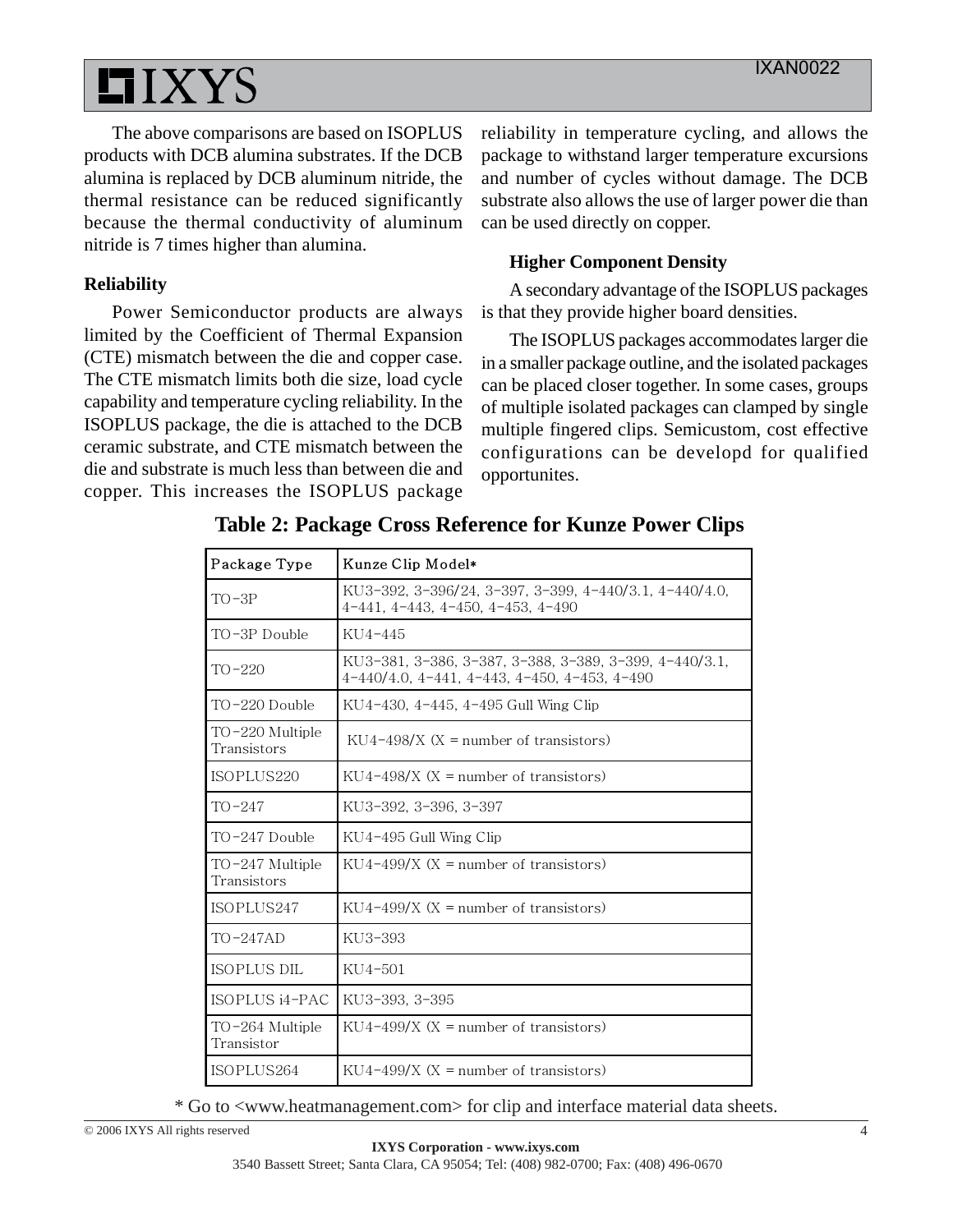The above comparisons are based on ISOPLUS products with DCB alumina substrates. If the DCB alumina is replaced by DCB aluminum nitride, the thermal resistance can be reduced significantly because the thermal conductivity of aluminum nitride is 7 times higher than alumina.

**Reliability**

Power Semiconductor products are always limited by the Coefficient of Thermal Expansion (CTE) mismatch between the die and copper case. The CTE mismatch limits both die size, load cycle capability and temperature cycling reliability. In the ISOPLUS package, the die is attached to the DCB ceramic substrate, and CTE mismatch between the die and substrate is much less than between die and copper. This increases the ISOPLUS package reliability in temperature cycling, and allows the package to withstand larger temperature excursions and number of cycles without damage. The DCB substrate also allows the use of larger power die than can be used directly on copper.

**Higher Component Density**

A secondary advantage of the ISOPLUS packages is that they provide higher board densities.

The ISOPLUS packages accommodates larger die in a smaller package outline, and the isolated packages can be placed closer together. In some cases, groups of multiple isolated packages can clamped by single multiple fingered clips. Semicustom, cost effective configurations can be developd for qualified opportunites.

## Table 2: Package Cross Reference for Kunze Power Clips

| Package Type | Kunze Clip Model* |
| --- | --- |
| TO-3P | KU3-392, 3-396/24, 3-397, 3-399, 4-440/3.1, 4-440/4.0, 4-441, 4-443, 4-450, 4-453, 4-490 |
| TO-3P Double | KU4-445 |
| TO-220 | KU3-381, 3-386, 3-387, 3-388, 3-389, 3-399, 4-440/3.1, 4-440/4.0, 4-441, 4-443, 4-450, 4-453, 4-490 |
| TO-220 Double | KU4-430, 4-445, 4-495 Gull Wing Clip |
| TO-220 Multiple Transistors | KU4-498/X (X = number of transistors) |
| ISOPLUS220 | KU4-498/X (X = number of transistors) |
| TO-247 | KU3-392, 3-396, 3-397 |
| TO-247 Double | KU4-495 Gull Wing Clip |
| TO-247 Multiple Transistors | KU4-499/X (X = number of transistors) |
| ISOPLUS247 | KU4-499/X (X = number of transistors) |
| TO-247AD | KU3-393 |
| ISOPLUS DIL | KU4-501 |
| ISOPLUS i4-PAC | KU3-393, 3-395 |
| TO-264 Multiple Transistor | KU4-499/X (X = number of transistors) |
| ISOPLUS264 | KU4-499/X (X = number of transistors) |

* Go to <www.heatmanagement.com> for clip and interface material data sheets.

© 2006 IXYS All rights reserved

**IXYS Corporation - www.ixys.com**

3540 Bassett Street; Santa Clara, CA 95054; Tel: (408) 982-0700; Fax: (408) 496-0670